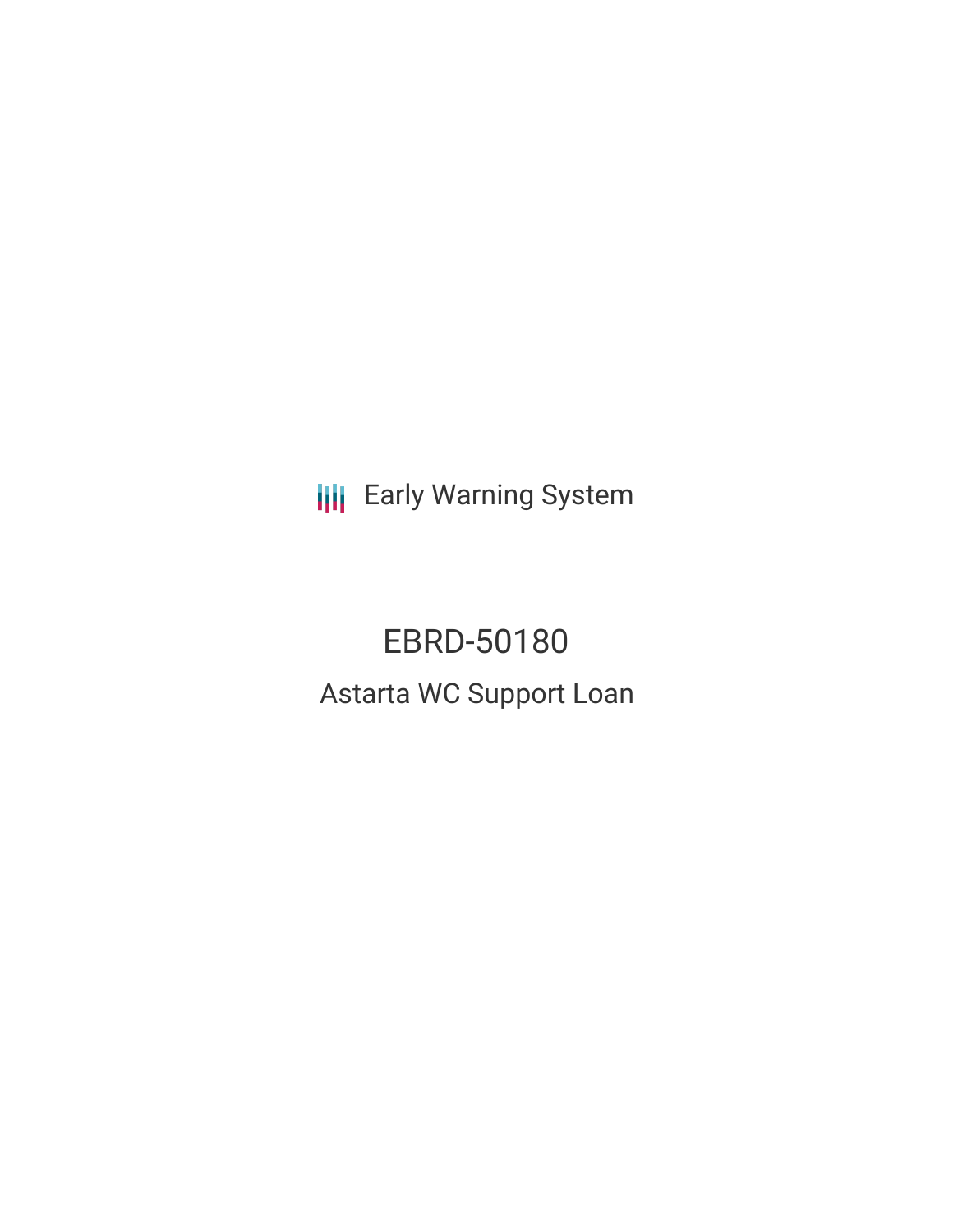Early Warning System

# EBRD-50180

## Astarta WC Support Loan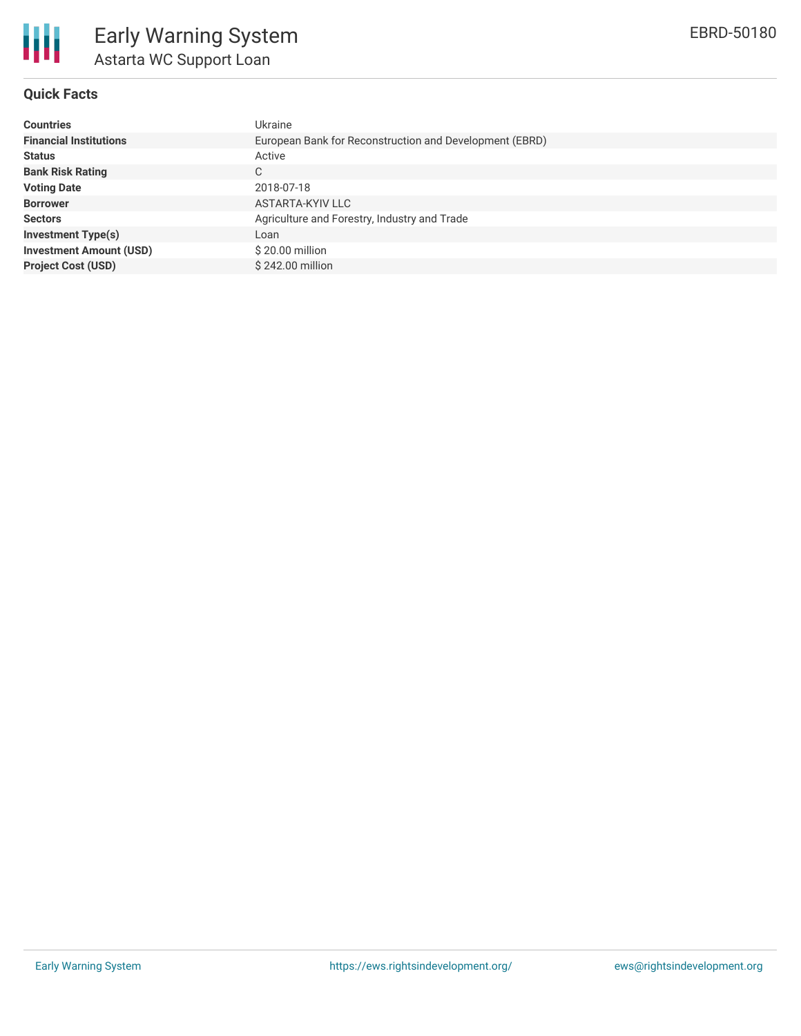# Early Warning System

## Astarta WC Support Loan

EBRD-50180

### Quick Facts

| | |
|---|---|
| **Countries** | Ukraine |
| **Financial Institutions** | European Bank for Reconstruction and Development (EBRD) |
| **Status** | Active |
| **Bank Risk Rating** | C |
| **Voting Date** | 2018-07-18 |
| **Borrower** | ASTARTA-KYIV LLC |
| **Sectors** | Agriculture and Forestry, Industry and Trade |
| **Investment Type(s)** | Loan |
| **Investment Amount (USD)** | $ 20.00 million |
| **Project Cost (USD)** | $ 242.00 million |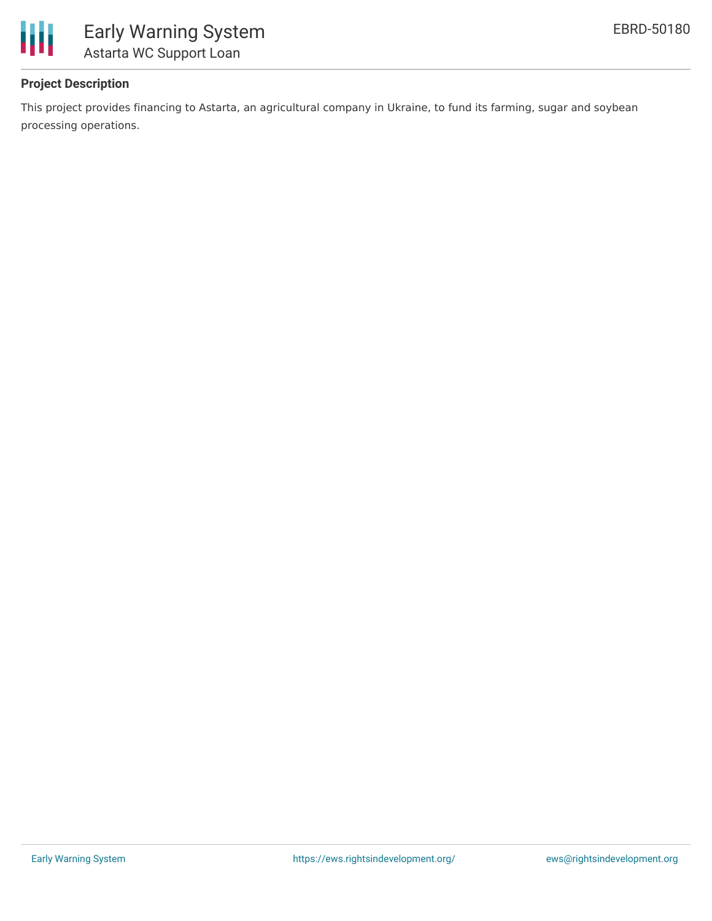**Project Description**

This project provides financing to Astarta, an agricultural company in Ukraine, to fund its farming, sugar and soybean processing operations.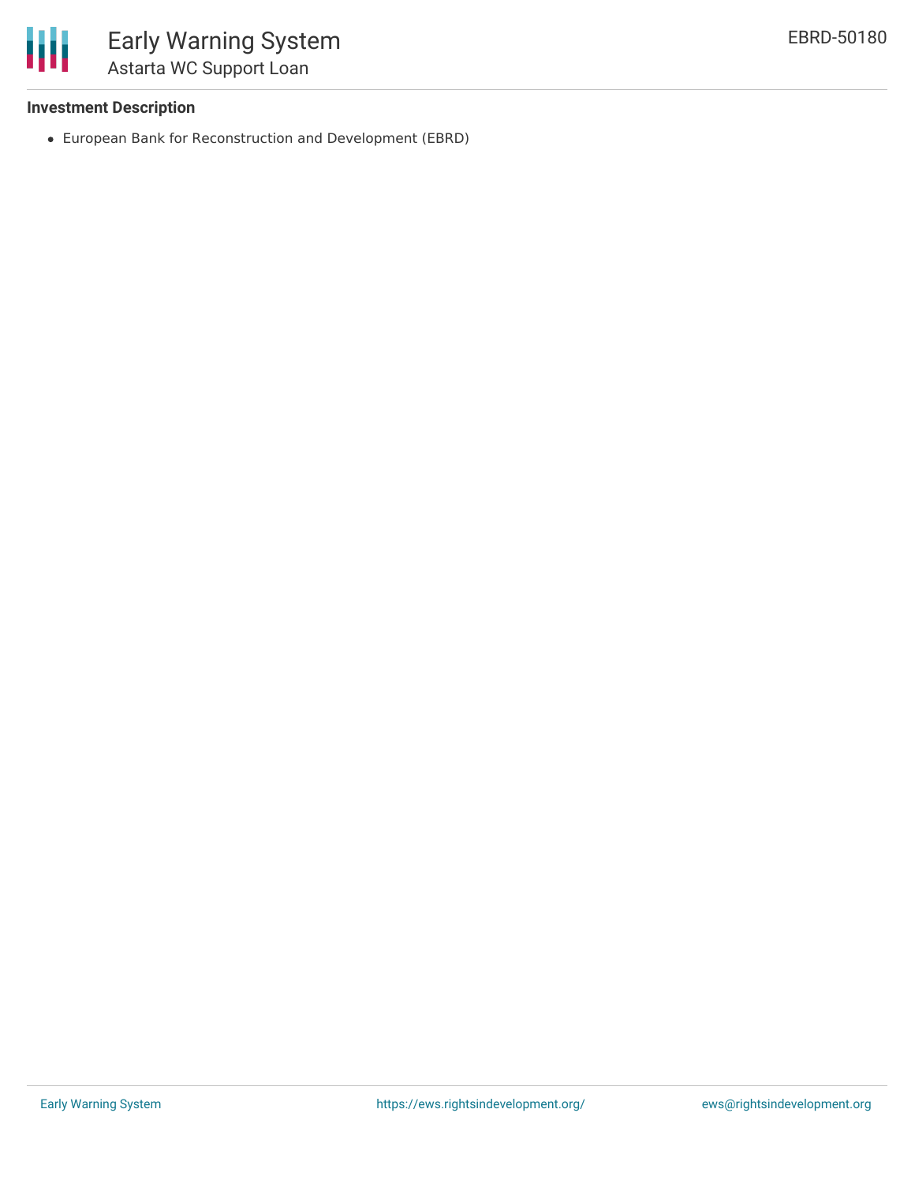### Investment Description

- European Bank for Reconstruction and Development (EBRD)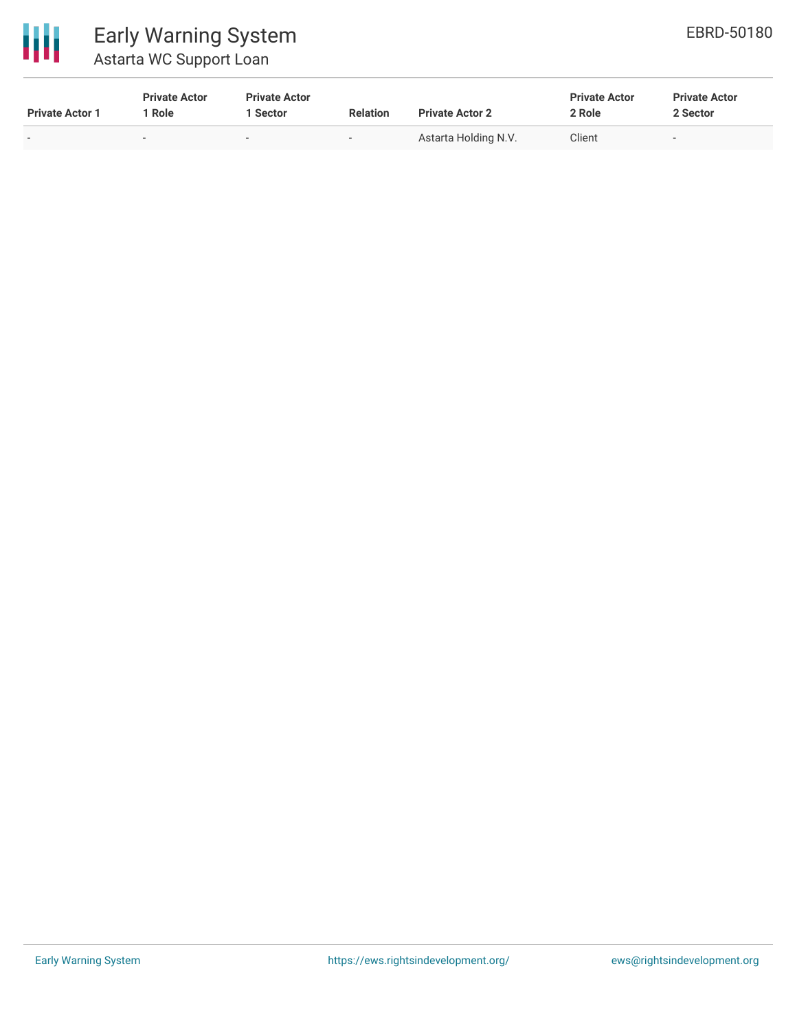| Private Actor 1 | Private Actor 1 Role | Private Actor 1 Sector | Relation | Private Actor 2 | Private Actor 2 Role | Private Actor 2 Sector |
| --- | --- | --- | --- | --- | --- | --- |
| - | - | - | - | Astarta Holding N.V. | Client | - |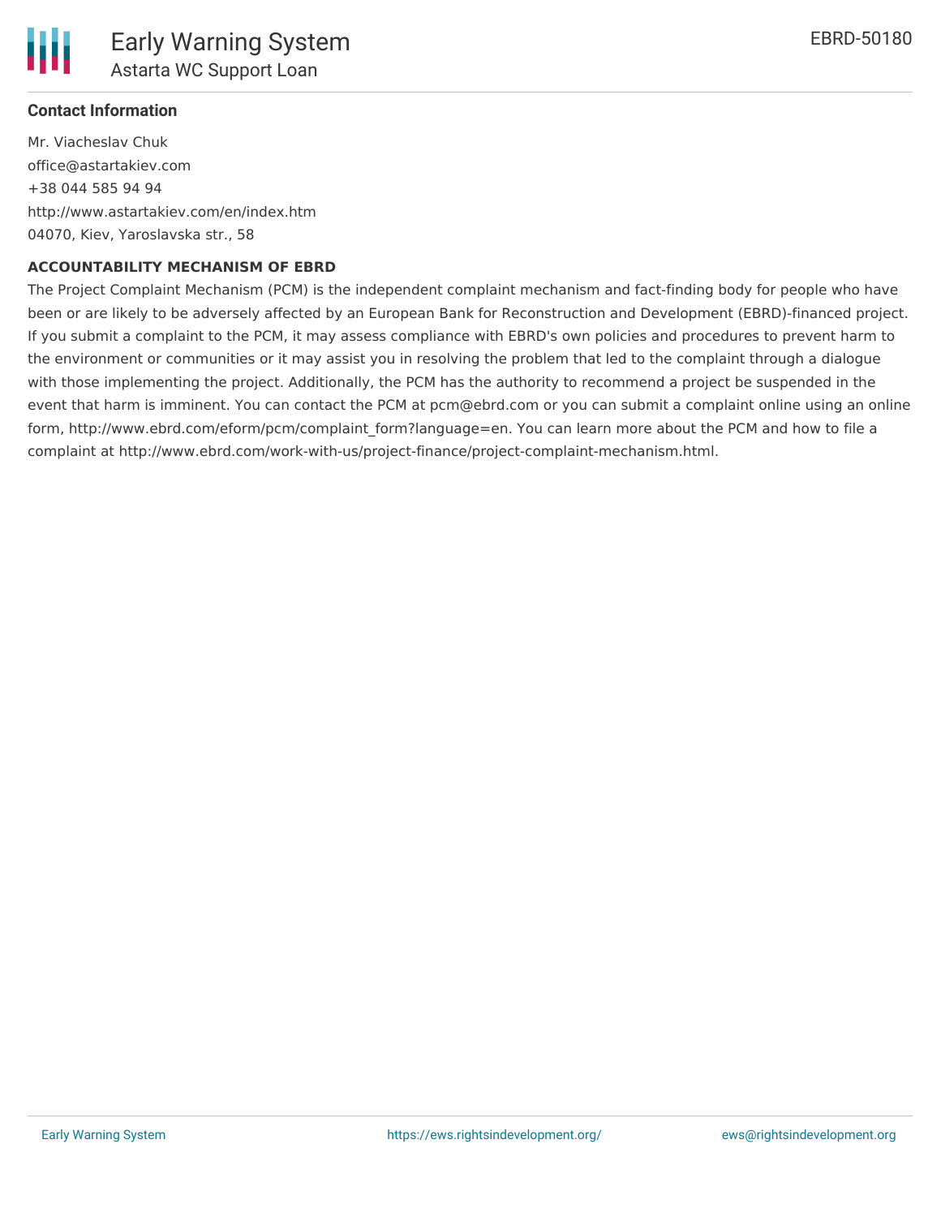### Contact Information

Mr. Viacheslav Chuk
office@astartakiev.com
+38 044 585 94 94
http://www.astartakiev.com/en/index.htm
04070, Kiev, Yaroslavska str., 58

#### ACCOUNTABILITY MECHANISM OF EBRD

The Project Complaint Mechanism (PCM) is the independent complaint mechanism and fact-finding body for people who have been or are likely to be adversely affected by an European Bank for Reconstruction and Development (EBRD)-financed project. If you submit a complaint to the PCM, it may assess compliance with EBRD's own policies and procedures to prevent harm to the environment or communities or it may assist you in resolving the problem that led to the complaint through a dialogue with those implementing the project. Additionally, the PCM has the authority to recommend a project be suspended in the event that harm is imminent. You can contact the PCM at pcm@ebrd.com or you can submit a complaint online using an online form, http://www.ebrd.com/eform/pcm/complaint_form?language=en. You can learn more about the PCM and how to file a complaint at http://www.ebrd.com/work-with-us/project-finance/project-complaint-mechanism.html.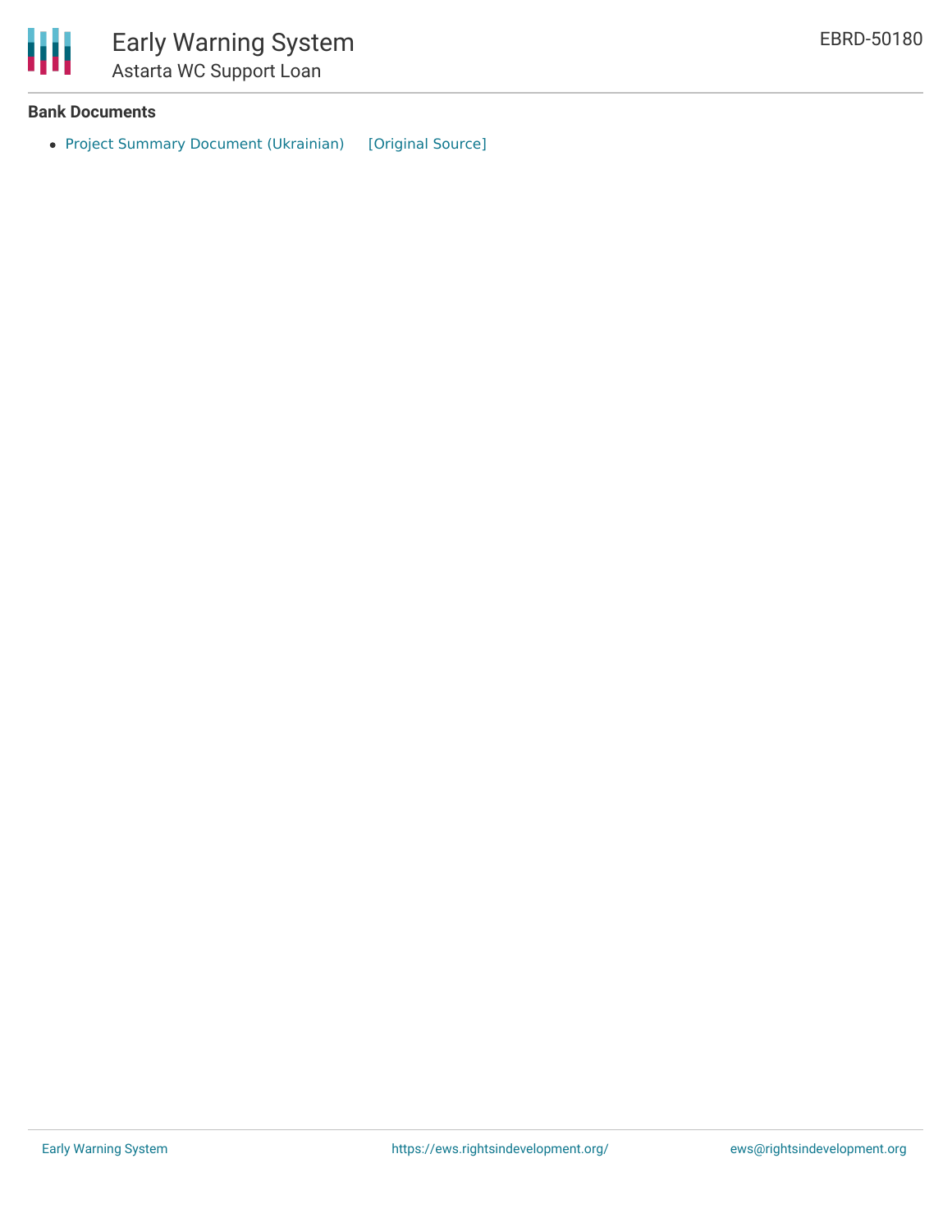**Bank Documents**

- Project Summary Document (Ukrainian) [Original Source]